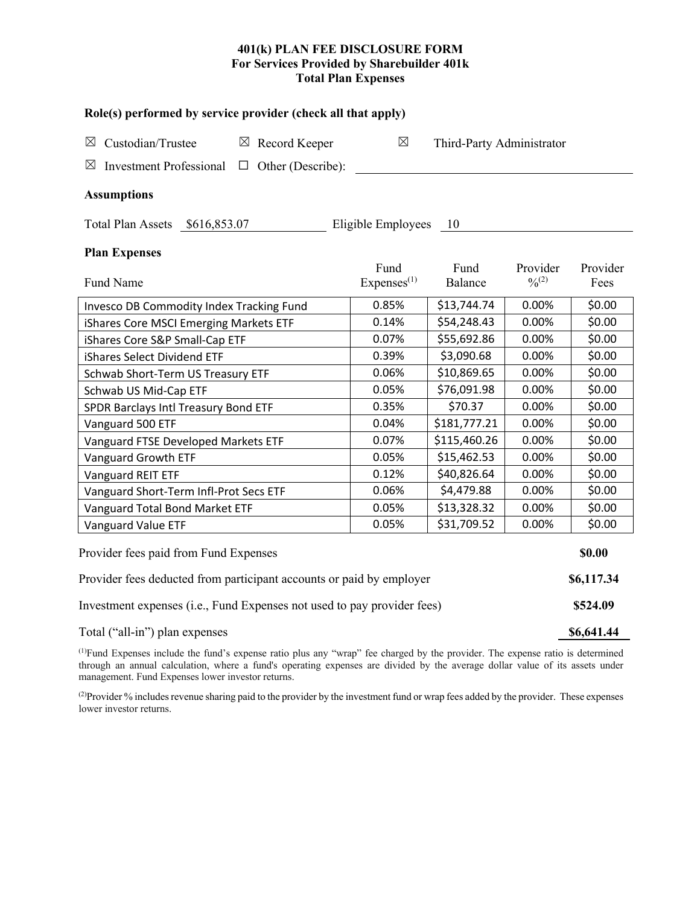# 401(k) PLAN FEE DISCLOSURE FORM
## For Services Provided by Sharebuilder 401k
## Total Plan Expenses

### Role(s) performed by service provider (check all that apply)

☒ Custodian/Trustee ☒ Record Keeper ☒ Third-Party Administrator

☒ Investment Professional ☐ Other (Describe): ____________

### Assumptions

Total Plan Assets $616,853.07 Eligible Employees 10

### Plan Expenses

| Fund Name | Fund Expenses[(1)] | Fund Balance | Provider %[(2)] | Provider Fees |
|---|---|---|---|---|
| Invesco DB Commodity Index Tracking Fund | 0.85% | $13,744.74 | 0.00% | $0.00 |
| iShares Core MSCI Emerging Markets ETF | 0.14% | $54,248.43 | 0.00% | $0.00 |
| iShares Core S&P Small-Cap ETF | 0.07% | $55,692.86 | 0.00% | $0.00 |
| iShares Select Dividend ETF | 0.39% | $3,090.68 | 0.00% | $0.00 |
| Schwab Short-Term US Treasury ETF | 0.06% | $10,869.65 | 0.00% | $0.00 |
| Schwab US Mid-Cap ETF | 0.05% | $76,091.98 | 0.00% | $0.00 |
| SPDR Barclays Intl Treasury Bond ETF | 0.35% | $70.37 | 0.00% | $0.00 |
| Vanguard 500 ETF | 0.04% | $181,777.21 | 0.00% | $0.00 |
| Vanguard FTSE Developed Markets ETF | 0.07% | $115,460.26 | 0.00% | $0.00 |
| Vanguard Growth ETF | 0.05% | $15,462.53 | 0.00% | $0.00 |
| Vanguard REIT ETF | 0.12% | $40,826.64 | 0.00% | $0.00 |
| Vanguard Short-Term Infl-Prot Secs ETF | 0.06% | $4,479.88 | 0.00% | $0.00 |
| Vanguard Total Bond Market ETF | 0.05% | $13,328.32 | 0.00% | $0.00 |
| Vanguard Value ETF | 0.05% | $31,709.52 | 0.00% | $0.00 |

| | |
|---|---|
| Provider fees paid from Fund Expenses | **$0.00** |
| Provider fees deducted from participant accounts or paid by employer | **$6,117.34** |
| Investment expenses (i.e., Fund Expenses not used to pay provider fees) | **$524.09** |
| Total ("all-in") plan expenses | **$6,641.44** |

[(1)]Fund Expenses include the fund's expense ratio plus any "wrap" fee charged by the provider. The expense ratio is determined through an annual calculation, where a fund's operating expenses are divided by the average dollar value of its assets under management. Fund Expenses lower investor returns.

[(2)]Provider % includes revenue sharing paid to the provider by the investment fund or wrap fees added by the provider. These expenses lower investor returns.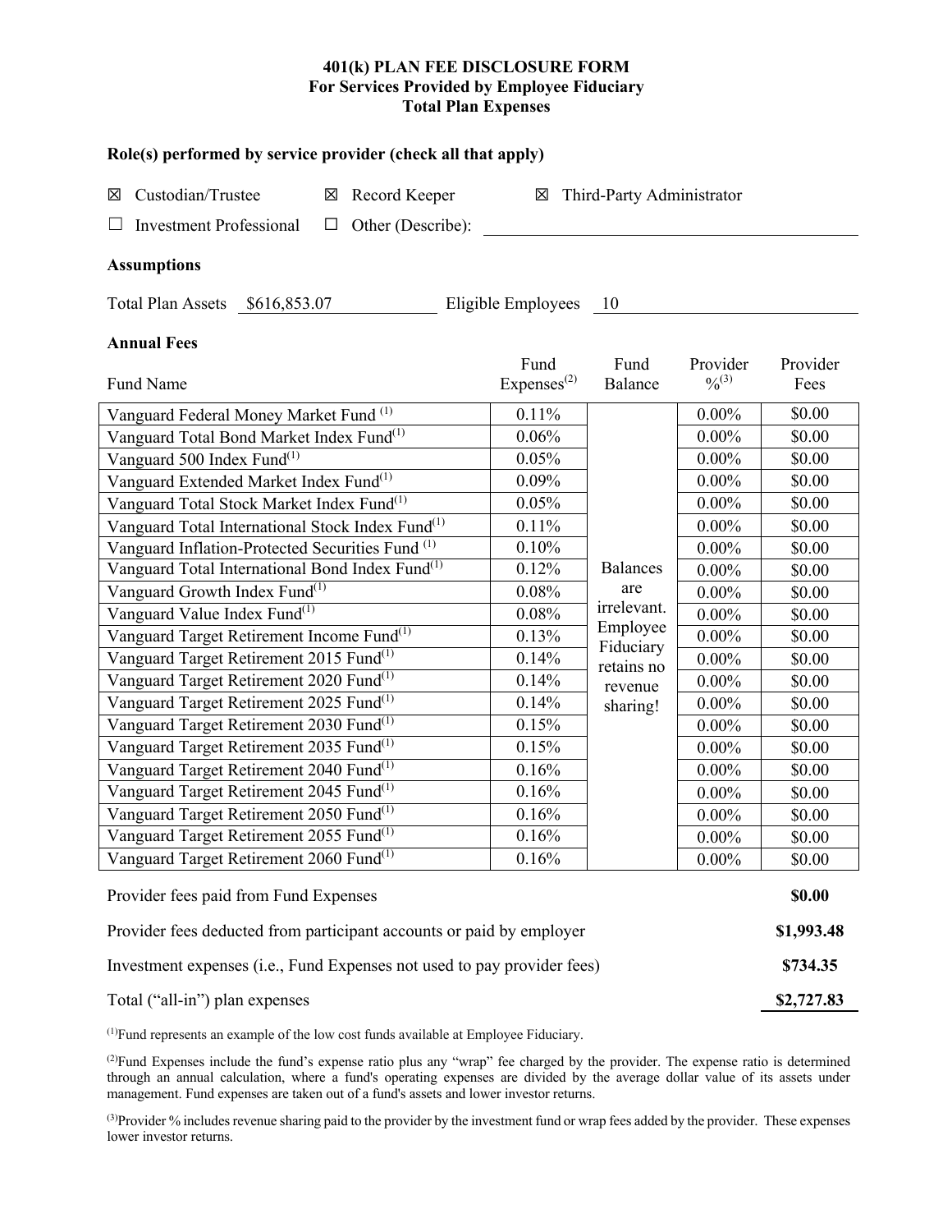**401(k) PLAN FEE DISCLOSURE FORM**
**For Services Provided by Employee Fiduciary**
**Total Plan Expenses**

**Role(s) performed by service provider (check all that apply)**

☒ Custodian/Trustee ☒ Record Keeper ☒ Third-Party Administrator

☐ Investment Professional ☐ Other (Describe): ____________________

**Assumptions**

Total Plan Assets $616,853.07 Eligible Employees 10

**Annual Fees**

| Fund Name | Fund Expenses[2] | Fund Balance | Provider %[3] | Provider Fees |
|---|---|---|---|---|
| Vanguard Federal Money Market Fund [1] | 0.11% | Balances are irrelevant. Employee Fiduciary retains no revenue sharing! | 0.00% | $0.00 |
| Vanguard Total Bond Market Index Fund[1] | 0.06% | | 0.00% | $0.00 |
| Vanguard 500 Index Fund[1] | 0.05% | | 0.00% | $0.00 |
| Vanguard Extended Market Index Fund[1] | 0.09% | | 0.00% | $0.00 |
| Vanguard Total Stock Market Index Fund[1] | 0.05% | | 0.00% | $0.00 |
| Vanguard Total International Stock Index Fund[1] | 0.11% | | 0.00% | $0.00 |
| Vanguard Inflation-Protected Securities Fund [1] | 0.10% | | 0.00% | $0.00 |
| Vanguard Total International Bond Index Fund[1] | 0.12% | | 0.00% | $0.00 |
| Vanguard Growth Index Fund[1] | 0.08% | | 0.00% | $0.00 |
| Vanguard Value Index Fund[1] | 0.08% | | 0.00% | $0.00 |
| Vanguard Target Retirement Income Fund[1] | 0.13% | | 0.00% | $0.00 |
| Vanguard Target Retirement 2015 Fund[1] | 0.14% | | 0.00% | $0.00 |
| Vanguard Target Retirement 2020 Fund[1] | 0.14% | | 0.00% | $0.00 |
| Vanguard Target Retirement 2025 Fund[1] | 0.14% | | 0.00% | $0.00 |
| Vanguard Target Retirement 2030 Fund[1] | 0.15% | | 0.00% | $0.00 |
| Vanguard Target Retirement 2035 Fund[1] | 0.15% | | 0.00% | $0.00 |
| Vanguard Target Retirement 2040 Fund[1] | 0.16% | | 0.00% | $0.00 |
| Vanguard Target Retirement 2045 Fund[1] | 0.16% | | 0.00% | $0.00 |
| Vanguard Target Retirement 2050 Fund[1] | 0.16% | | 0.00% | $0.00 |
| Vanguard Target Retirement 2055 Fund[1] | 0.16% | | 0.00% | $0.00 |
| Vanguard Target Retirement 2060 Fund[1] | 0.16% | | 0.00% | $0.00 |

| | |
|---|---|
| Provider fees paid from Fund Expenses | **$0.00** |
| Provider fees deducted from participant accounts or paid by employer | **$1,993.48** |
| Investment expenses (i.e., Fund Expenses not used to pay provider fees) | **$734.35** |
| Total ("all-in") plan expenses | **$2,727.83** |

[1]Fund represents an example of the low cost funds available at Employee Fiduciary.

[2]Fund Expenses include the fund's expense ratio plus any "wrap" fee charged by the provider. The expense ratio is determined through an annual calculation, where a fund's operating expenses are divided by the average dollar value of its assets under management. Fund expenses are taken out of a fund's assets and lower investor returns.

[3]Provider % includes revenue sharing paid to the provider by the investment fund or wrap fees added by the provider. These expenses lower investor returns.